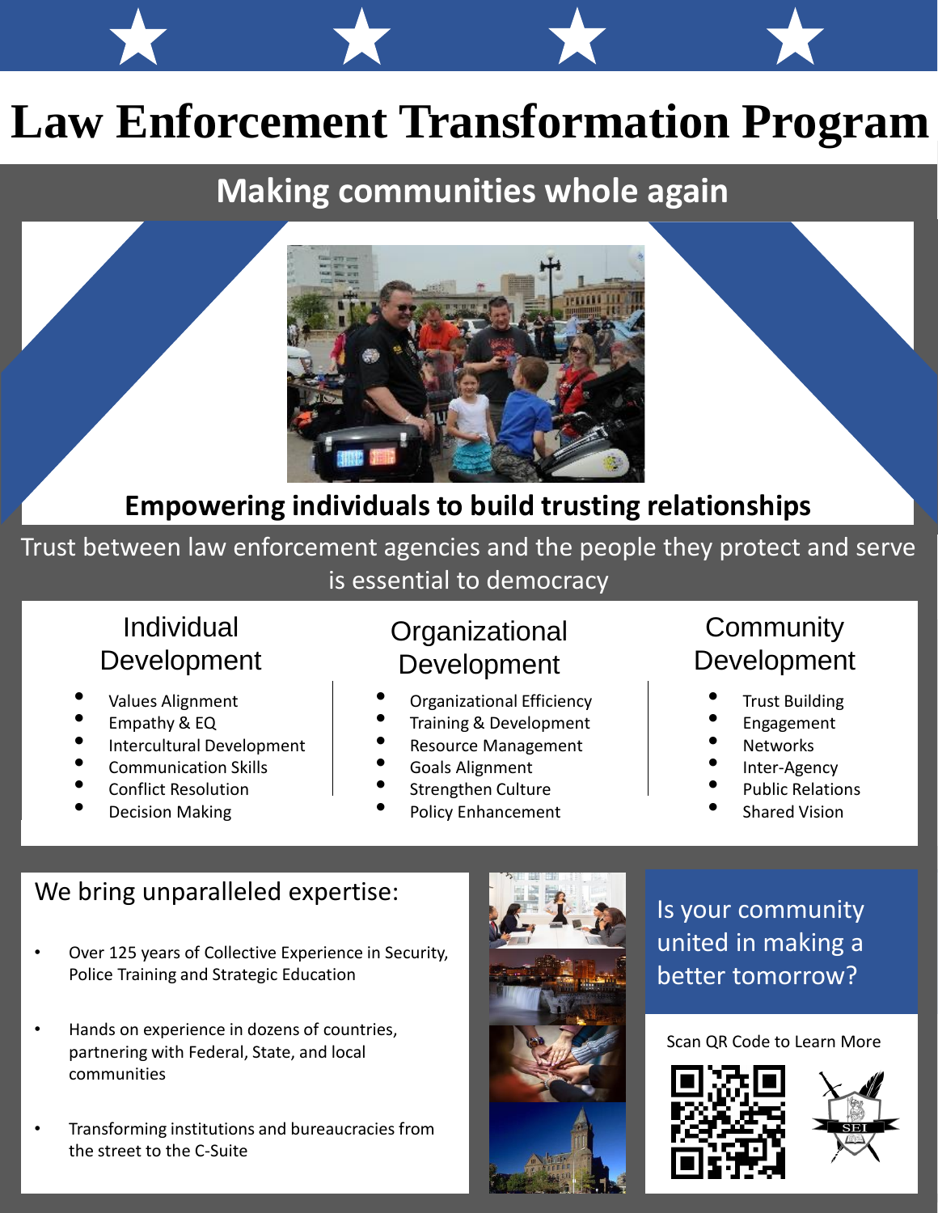# Law Enforcement Transformation Program

## Making communities whole again

**Empowering individuals to build trusting relationships**

Trust between law enforcement agencies and the people they protect and serve is essential to democracy

### Individual Development

- Values Alignment
- Empathy & EQ
- Intercultural Development
- Communication Skills
- Conflict Resolution
- Decision Making

### Organizational Development

- Organizational Efficiency
- Training & Development
- Resource Management
- Goals Alignment
- Strengthen Culture
- Policy Enhancement

### Community Development

- Trust Building
- Engagement
- Networks
- Inter-Agency
- Public Relations
- Shared Vision

We bring unparalleled expertise:

- Over 125 years of Collective Experience in Security, Police Training and Strategic Education
- Hands on experience in dozens of countries, partnering with Federal, State, and local communities
- Transforming institutions and bureaucracies from the street to the C-Suite

Is your community united in making a better tomorrow?

Scan QR Code to Learn More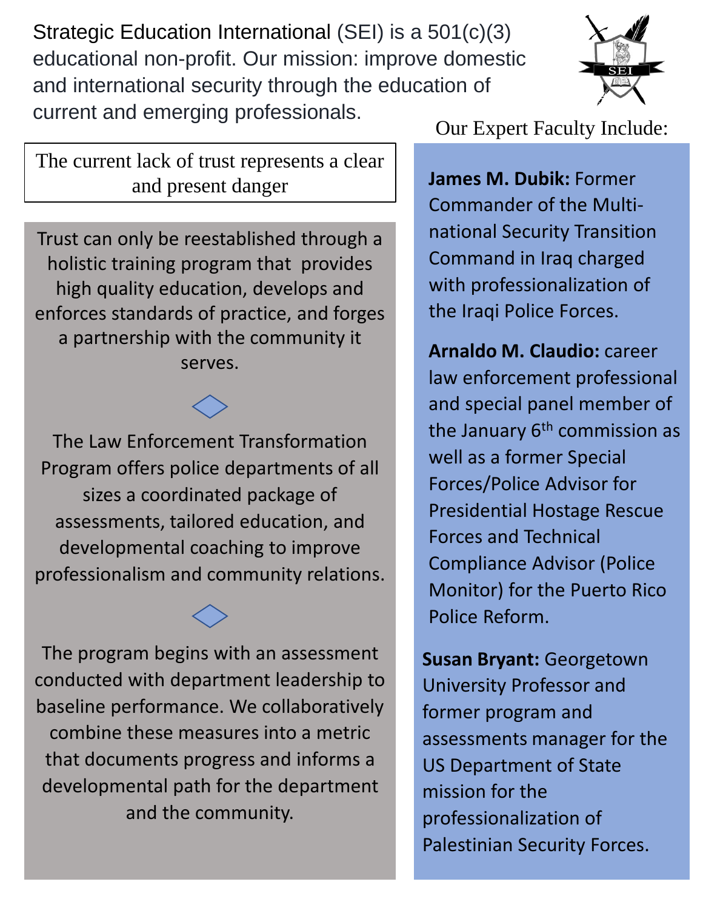Strategic Education International (SEI) is a 501(c)(3) educational non-profit. Our mission: improve domestic and international security through the education of current and emerging professionals.

The current lack of trust represents a clear and present danger

Trust can only be reestablished through a holistic training program that provides high quality education, develops and enforces standards of practice, and forges a partnership with the community it serves.

The Law Enforcement Transformation Program offers police departments of all sizes a coordinated package of assessments, tailored education, and developmental coaching to improve professionalism and community relations.

The program begins with an assessment conducted with department leadership to baseline performance. We collaboratively combine these measures into a metric that documents progress and informs a developmental path for the department and the community.

Our Expert Faculty Include:

**James M. Dubik:** Former Commander of the Multi-national Security Transition Command in Iraq charged with professionalization of the Iraqi Police Forces.

**Arnaldo M. Claudio:** career law enforcement professional and special panel member of the January 6th commission as well as a former Special Forces/Police Advisor for Presidential Hostage Rescue Forces and Technical Compliance Advisor (Police Monitor) for the Puerto Rico Police Reform.

**Susan Bryant:** Georgetown University Professor and former program and assessments manager for the US Department of State mission for the professionalization of Palestinian Security Forces.